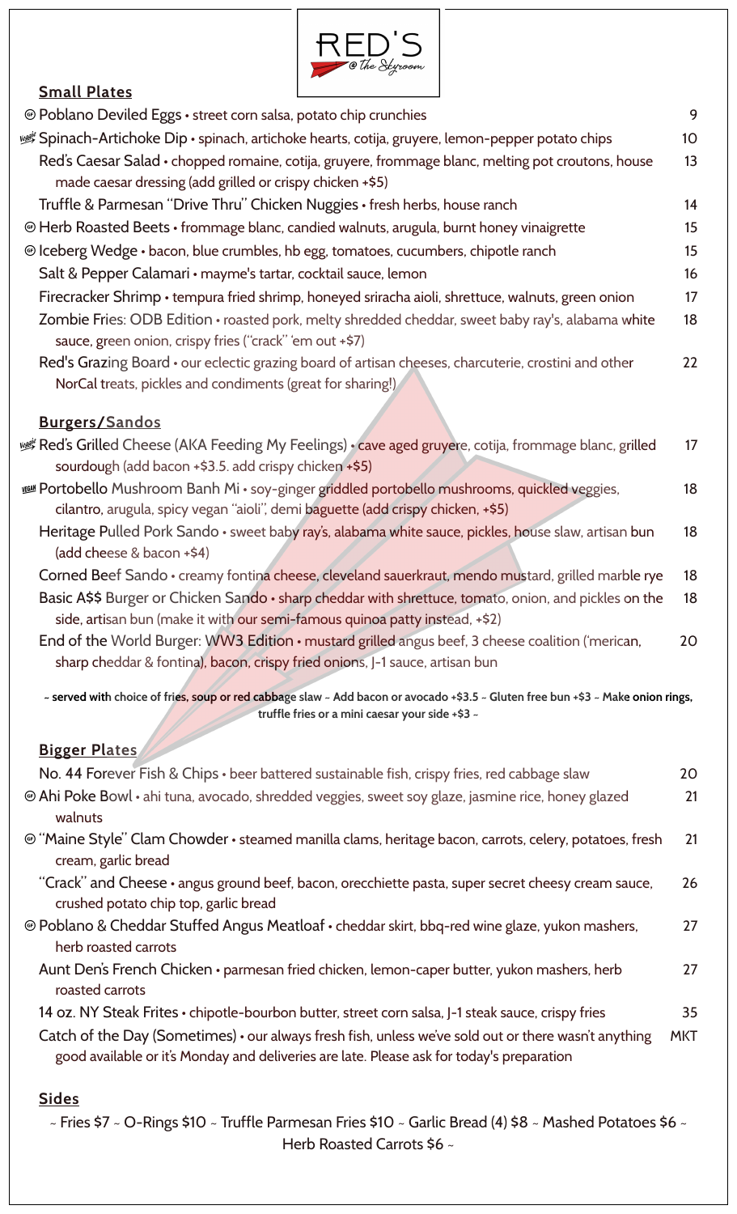# RED'S @ the Skyroom

## Small Plates

- GF Poblano Deviled Eggs • street corn salsa, potato chip crunchies — 9
- Veggie Spinach-Artichoke Dip • spinach, artichoke hearts, cotija, gruyere, lemon-pepper potato chips — 10
- Red's Caesar Salad • chopped romaine, cotija, gruyere, frommage blanc, melting pot croutons, house made caesar dressing (add grilled or crispy chicken +$5) — 13
- Truffle & Parmesan "Drive Thru" Chicken Nuggies • fresh herbs, house ranch — 14
- GF Herb Roasted Beets • frommage blanc, candied walnuts, arugula, burnt honey vinaigrette — 15
- GF Iceberg Wedge • bacon, blue crumbles, hb egg, tomatoes, cucumbers, chipotle ranch — 15
- Salt & Pepper Calamari • mayme's tartar, cocktail sauce, lemon — 16
- Firecracker Shrimp • tempura fried shrimp, honeyed sriracha aioli, shrettuce, walnuts, green onion — 17
- Zombie Fries: ODB Edition • roasted pork, melty shredded cheddar, sweet baby ray's, alabama white sauce, green onion, crispy fries ("crack" 'em out +$7) — 18
- Red's Grazing Board • our eclectic grazing board of artisan cheeses, charcuterie, crostini and other NorCal treats, pickles and condiments (great for sharing!) — 22

## Burgers/Sandos

- Veggie Red's Grilled Cheese (AKA Feeding My Feelings) • cave aged gruyere, cotija, frommage blanc, grilled sourdough (add bacon +$3.5. add crispy chicken +$5) — 17
- VEGAN Portobello Mushroom Banh Mi • soy-ginger griddled portobello mushrooms, quickled veggies, cilantro, arugula, spicy vegan "aioli", demi baguette (add crispy chicken, +$5) — 18
- Heritage Pulled Pork Sando • sweet baby ray's, alabama white sauce, pickles, house slaw, artisan bun (add cheese & bacon +$4) — 18
- Corned Beef Sando • creamy fontina cheese, cleveland sauerkraut, mendo mustard, grilled marble rye — 18
- Basic A$$ Burger or Chicken Sando • sharp cheddar with shrettuce, tomato, onion, and pickles on the side, artisan bun (make it with our semi-famous quinoa patty instead, +$2) — 18
- End of the World Burger: WW3 Edition • mustard grilled angus beef, 3 cheese coalition ('merican, sharp cheddar & fontina), bacon, crispy fried onions, J-1 sauce, artisan bun — 20

**~ served with choice of fries, soup or red cabbage slaw ~ Add bacon or avocado +$3.5 ~ Gluten free bun +$3 ~ Make onion rings, truffle fries or a mini caesar your side +$3 ~**

## Bigger Plates

- No. 44 Forever Fish & Chips • beer battered sustainable fish, crispy fries, red cabbage slaw — 20
- GF Ahi Poke Bowl • ahi tuna, avocado, shredded veggies, sweet soy glaze, jasmine rice, honey glazed walnuts — 21
- GF "Maine Style" Clam Chowder • steamed manilla clams, heritage bacon, carrots, celery, potatoes, fresh cream, garlic bread — 21
- "Crack" and Cheese • angus ground beef, bacon, orecchiette pasta, super secret cheesy cream sauce, crushed potato chip top, garlic bread — 26
- GF Poblano & Cheddar Stuffed Angus Meatloaf • cheddar skirt, bbq-red wine glaze, yukon mashers, herb roasted carrots — 27
- Aunt Den's French Chicken • parmesan fried chicken, lemon-caper butter, yukon mashers, herb roasted carrots — 27
- 14 oz. NY Steak Frites • chipotle-bourbon butter, street corn salsa, J-1 steak sauce, crispy fries — 35
- Catch of the Day (Sometimes) • our always fresh fish, unless we've sold out or there wasn't anything good available or it's Monday and deliveries are late. Please ask for today's preparation — MKT

## Sides

~ Fries $7 ~ O-Rings $10 ~ Truffle Parmesan Fries $10 ~ Garlic Bread (4) $8 ~ Mashed Potatoes $6 ~ Herb Roasted Carrots $6 ~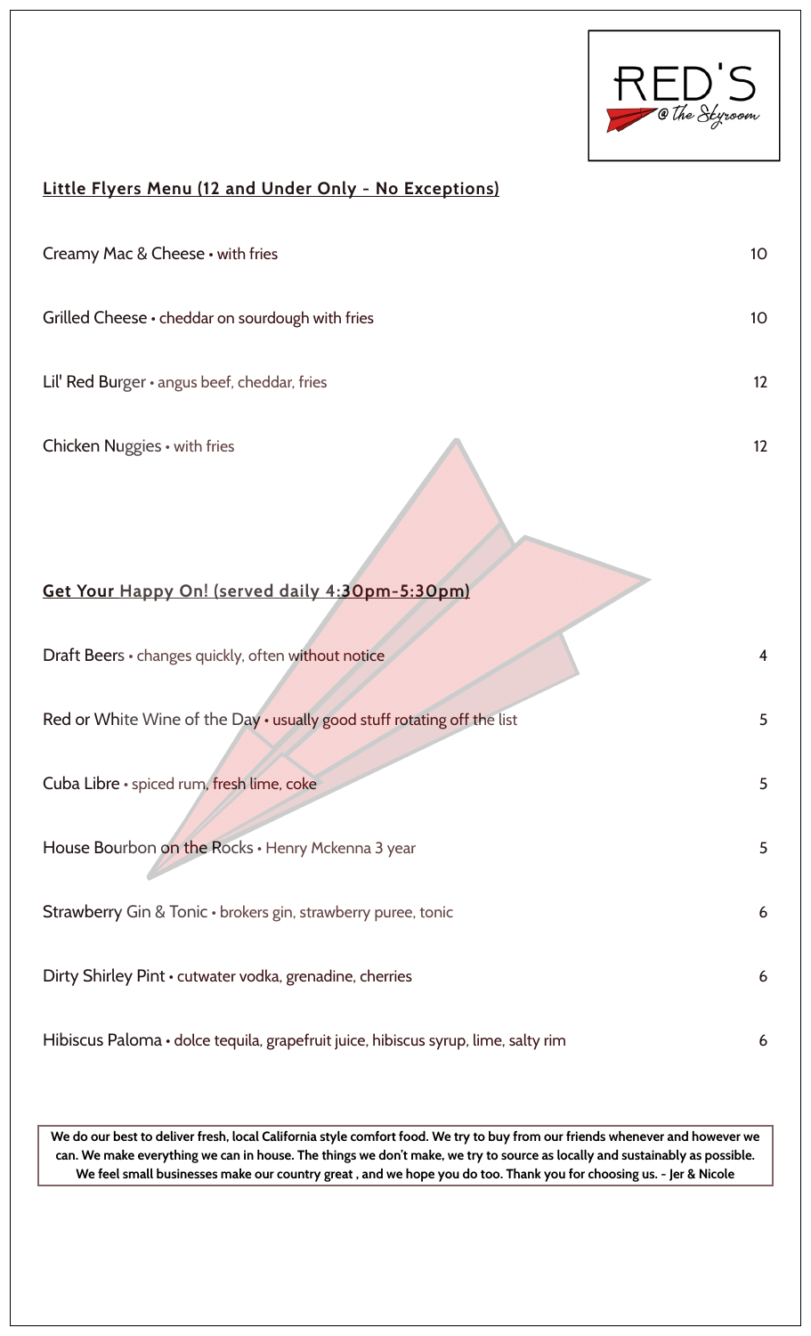RED'S @ the Skyroom

## Little Flyers Menu (12 and Under Only - No Exceptions)

| | |
|---|---|
| Creamy Mac & Cheese • with fries | 10 |
| Grilled Cheese • cheddar on sourdough with fries | 10 |
| Lil' Red Burger • angus beef, cheddar, fries | 12 |
| Chicken Nuggies • with fries | 12 |

## Get Your Happy On! (served daily 4:30pm-5:30pm)

| | |
|---|---|
| Draft Beers • changes quickly, often without notice | 4 |
| Red or White Wine of the Day • usually good stuff rotating off the list | 5 |
| Cuba Libre • spiced rum, fresh lime, coke | 5 |
| House Bourbon on the Rocks • Henry Mckenna 3 year | 5 |
| Strawberry Gin & Tonic • brokers gin, strawberry puree, tonic | 6 |
| Dirty Shirley Pint • cutwater vodka, grenadine, cherries | 6 |
| Hibiscus Paloma • dolce tequila, grapefruit juice, hibiscus syrup, lime, salty rim | 6 |

**We do our best to deliver fresh, local California style comfort food. We try to buy from our friends whenever and however we can. We make everything we can in house. The things we don't make, we try to source as locally and sustainably as possible. We feel small businesses make our country great , and we hope you do too. Thank you for choosing us. - Jer & Nicole**